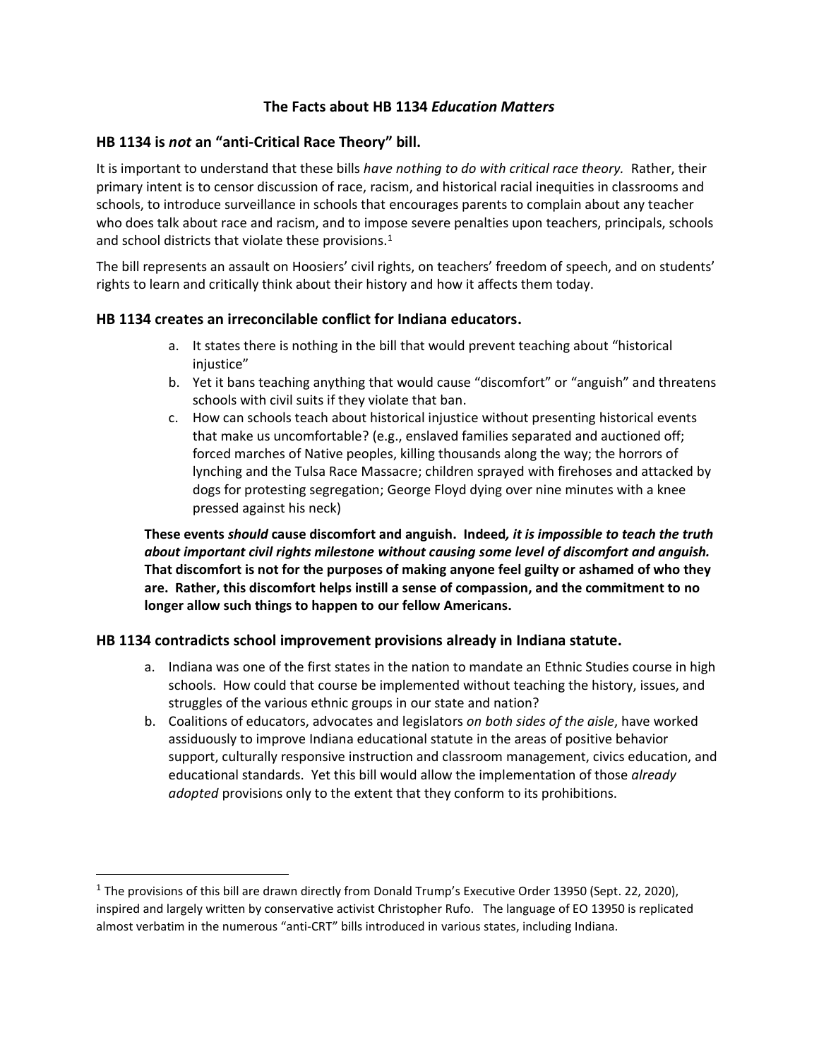# The Facts about HB 1134 *Education Matters*

## HB 1134 is *not* an "anti-Critical Race Theory" bill.

It is important to understand that these bills *have nothing to do with critical race theory.* Rather, their primary intent is to censor discussion of race, racism, and historical racial inequities in classrooms and schools, to introduce surveillance in schools that encourages parents to complain about any teacher who does talk about race and racism, and to impose severe penalties upon teachers, principals, schools and school districts that violate these provisions.[1]

The bill represents an assault on Hoosiers' civil rights, on teachers' freedom of speech, and on students' rights to learn and critically think about their history and how it affects them today.

## HB 1134 creates an irreconcilable conflict for Indiana educators.

a. It states there is nothing in the bill that would prevent teaching about "historical injustice"
b. Yet it bans teaching anything that would cause "discomfort" or "anguish" and threatens schools with civil suits if they violate that ban.
c. How can schools teach about historical injustice without presenting historical events that make us uncomfortable? (e.g., enslaved families separated and auctioned off; forced marches of Native peoples, killing thousands along the way; the horrors of lynching and the Tulsa Race Massacre; children sprayed with firehoses and attacked by dogs for protesting segregation; George Floyd dying over nine minutes with a knee pressed against his neck)

**These events *should* cause discomfort and anguish. Indeed*, it is impossible to teach the truth about important civil rights milestone without causing some level of discomfort and anguish.* That discomfort is not for the purposes of making anyone feel guilty or ashamed of who they are. Rather, this discomfort helps instill a sense of compassion, and the commitment to no longer allow such things to happen to our fellow Americans.**

## HB 1134 contradicts school improvement provisions already in Indiana statute.

a. Indiana was one of the first states in the nation to mandate an Ethnic Studies course in high schools. How could that course be implemented without teaching the history, issues, and struggles of the various ethnic groups in our state and nation?
b. Coalitions of educators, advocates and legislators *on both sides of the aisle*, have worked assiduously to improve Indiana educational statute in the areas of positive behavior support, culturally responsive instruction and classroom management, civics education, and educational standards. Yet this bill would allow the implementation of those *already adopted* provisions only to the extent that they conform to its prohibitions.

---

[1] The provisions of this bill are drawn directly from Donald Trump's Executive Order 13950 (Sept. 22, 2020), inspired and largely written by conservative activist Christopher Rufo. The language of EO 13950 is replicated almost verbatim in the numerous "anti-CRT" bills introduced in various states, including Indiana.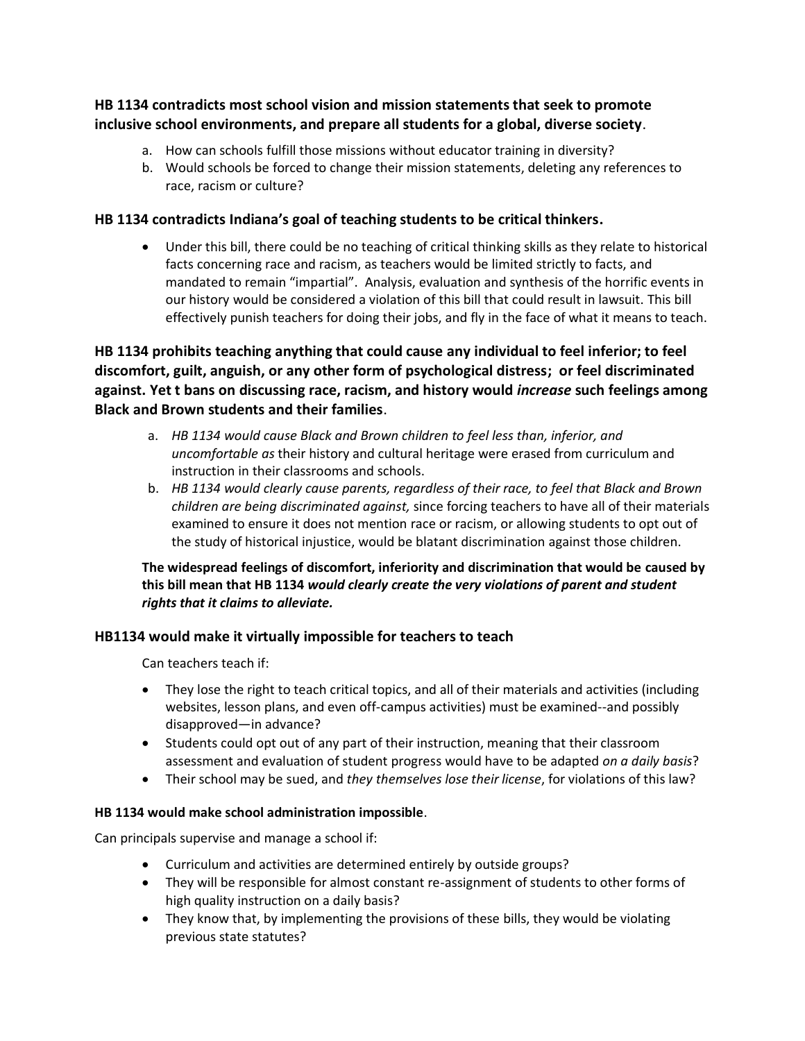**HB 1134 contradicts most school vision and mission statements that seek to promote inclusive school environments, and prepare all students for a global, diverse society**.

a. How can schools fulfill those missions without educator training in diversity?
b. Would schools be forced to change their mission statements, deleting any references to race, racism or culture?

**HB 1134 contradicts Indiana's goal of teaching students to be critical thinkers.**

- Under this bill, there could be no teaching of critical thinking skills as they relate to historical facts concerning race and racism, as teachers would be limited strictly to facts, and mandated to remain "impartial". Analysis, evaluation and synthesis of the horrific events in our history would be considered a violation of this bill that could result in lawsuit. This bill effectively punish teachers for doing their jobs, and fly in the face of what it means to teach.

**HB 1134 prohibits teaching anything that could cause any individual to feel inferior; to feel discomfort, guilt, anguish, or any other form of psychological distress; or feel discriminated against. Yet t bans on discussing race, racism, and history would *increase* such feelings among Black and Brown students and their families**.

a. *HB 1134 would cause Black and Brown children to feel less than, inferior, and uncomfortable as* their history and cultural heritage were erased from curriculum and instruction in their classrooms and schools.
b. *HB 1134 would clearly cause parents, regardless of their race, to feel that Black and Brown children are being discriminated against,* since forcing teachers to have all of their materials examined to ensure it does not mention race or racism, or allowing students to opt out of the study of historical injustice, would be blatant discrimination against those children.

**The widespread feelings of discomfort, inferiority and discrimination that would be caused by this bill mean that HB 1134 *would clearly create the very violations of parent and student rights that it claims to alleviate.***

**HB1134 would make it virtually impossible for teachers to teach**

Can teachers teach if:

- They lose the right to teach critical topics, and all of their materials and activities (including websites, lesson plans, and even off-campus activities) must be examined--and possibly disapproved—in advance?
- Students could opt out of any part of their instruction, meaning that their classroom assessment and evaluation of student progress would have to be adapted *on a daily basis*?
- Their school may be sued, and *they themselves lose their license*, for violations of this law?

**HB 1134 would make school administration impossible**.

Can principals supervise and manage a school if:

- Curriculum and activities are determined entirely by outside groups?
- They will be responsible for almost constant re-assignment of students to other forms of high quality instruction on a daily basis?
- They know that, by implementing the provisions of these bills, they would be violating previous state statutes?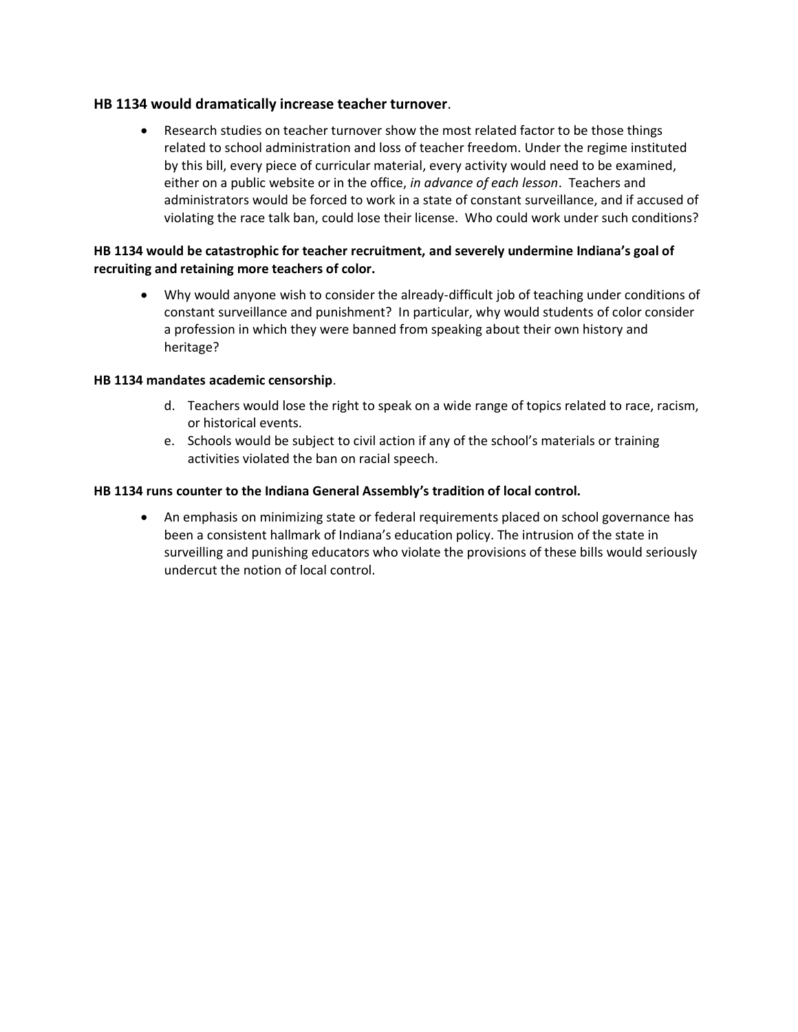**HB 1134 would dramatically increase teacher turnover**.

- Research studies on teacher turnover show the most related factor to be those things related to school administration and loss of teacher freedom. Under the regime instituted by this bill, every piece of curricular material, every activity would need to be examined, either on a public website or in the office, *in advance of each lesson*. Teachers and administrators would be forced to work in a state of constant surveillance, and if accused of violating the race talk ban, could lose their license. Who could work under such conditions?

**HB 1134 would be catastrophic for teacher recruitment, and severely undermine Indiana's goal of recruiting and retaining more teachers of color.**

- Why would anyone wish to consider the already-difficult job of teaching under conditions of constant surveillance and punishment? In particular, why would students of color consider a profession in which they were banned from speaking about their own history and heritage?

**HB 1134 mandates academic censorship**.

d. Teachers would lose the right to speak on a wide range of topics related to race, racism, or historical events.

e. Schools would be subject to civil action if any of the school's materials or training activities violated the ban on racial speech.

**HB 1134 runs counter to the Indiana General Assembly's tradition of local control.**

- An emphasis on minimizing state or federal requirements placed on school governance has been a consistent hallmark of Indiana's education policy. The intrusion of the state in surveilling and punishing educators who violate the provisions of these bills would seriously undercut the notion of local control.